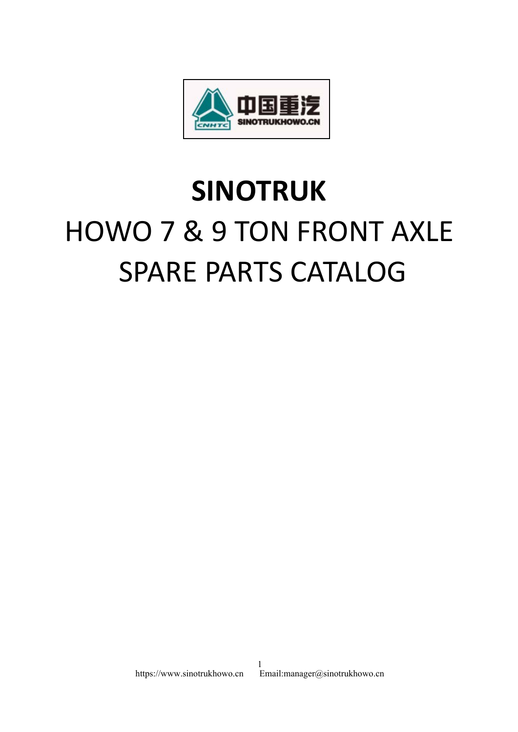# SINOTRUK

## HOWO 7 & 9 TON FRONT AXLE SPARE PARTS CATALOG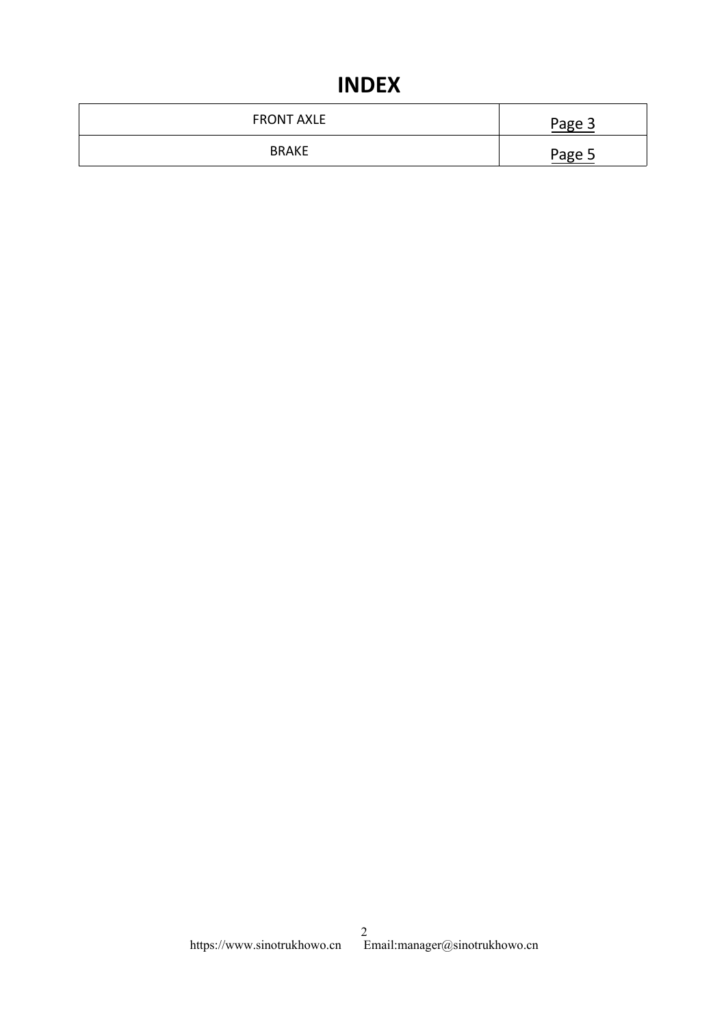# INDEX

| FRONT AXLE | Page 3 |
|---|---|
| BRAKE | Page 5 |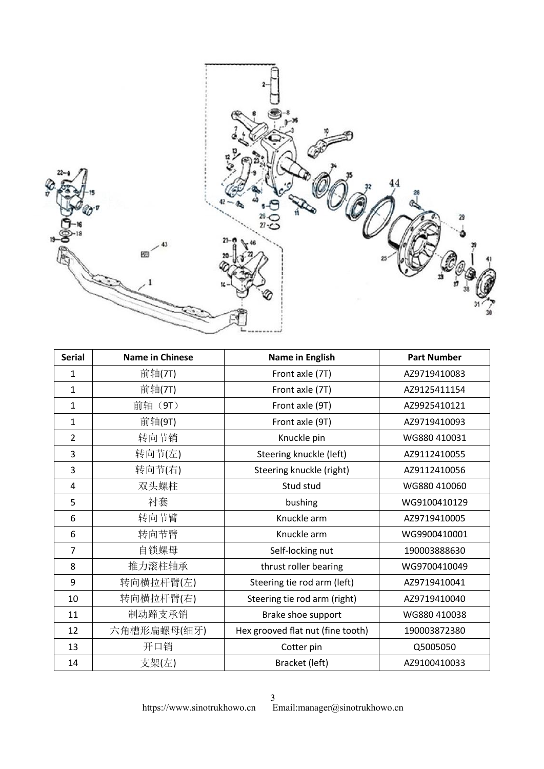| Serial | Name in Chinese | Name in English | Part Number |
| --- | --- | --- | --- |
| 1 | 前轴(7T) | Front axle (7T) | AZ9719410083 |
| 1 | 前轴(7T) | Front axle (7T) | AZ9125411154 |
| 1 | 前轴（9T） | Front axle (9T) | AZ9925410121 |
| 1 | 前轴(9T) | Front axle (9T) | AZ9719410093 |
| 2 | 转向节销 | Knuckle pin | WG880 410031 |
| 3 | 转向节(左) | Steering knuckle (left) | AZ9112410055 |
| 3 | 转向节(右) | Steering knuckle (right) | AZ9112410056 |
| 4 | 双头螺柱 | Stud stud | WG880 410060 |
| 5 | 衬套 | bushing | WG9100410129 |
| 6 | 转向节臂 | Knuckle arm | AZ9719410005 |
| 6 | 转向节臂 | Knuckle arm | WG9900410001 |
| 7 | 自锁螺母 | Self-locking nut | 190003888630 |
| 8 | 推力滚柱轴承 | thrust roller bearing | WG9700410049 |
| 9 | 转向横拉杆臂(左) | Steering tie rod arm (left) | AZ9719410041 |
| 10 | 转向横拉杆臂(右) | Steering tie rod arm (right) | AZ9719410040 |
| 11 | 制动蹄支承销 | Brake shoe support | WG880 410038 |
| 12 | 六角槽形扁螺母(细牙) | Hex grooved flat nut (fine tooth) | 190003872380 |
| 13 | 开口销 | Cotter pin | Q5005050 |
| 14 | 支架(左) | Bracket (left) | AZ9100410033 |

https://www.sinotrukhowo.cn Email:manager@sinotrukhowo.cn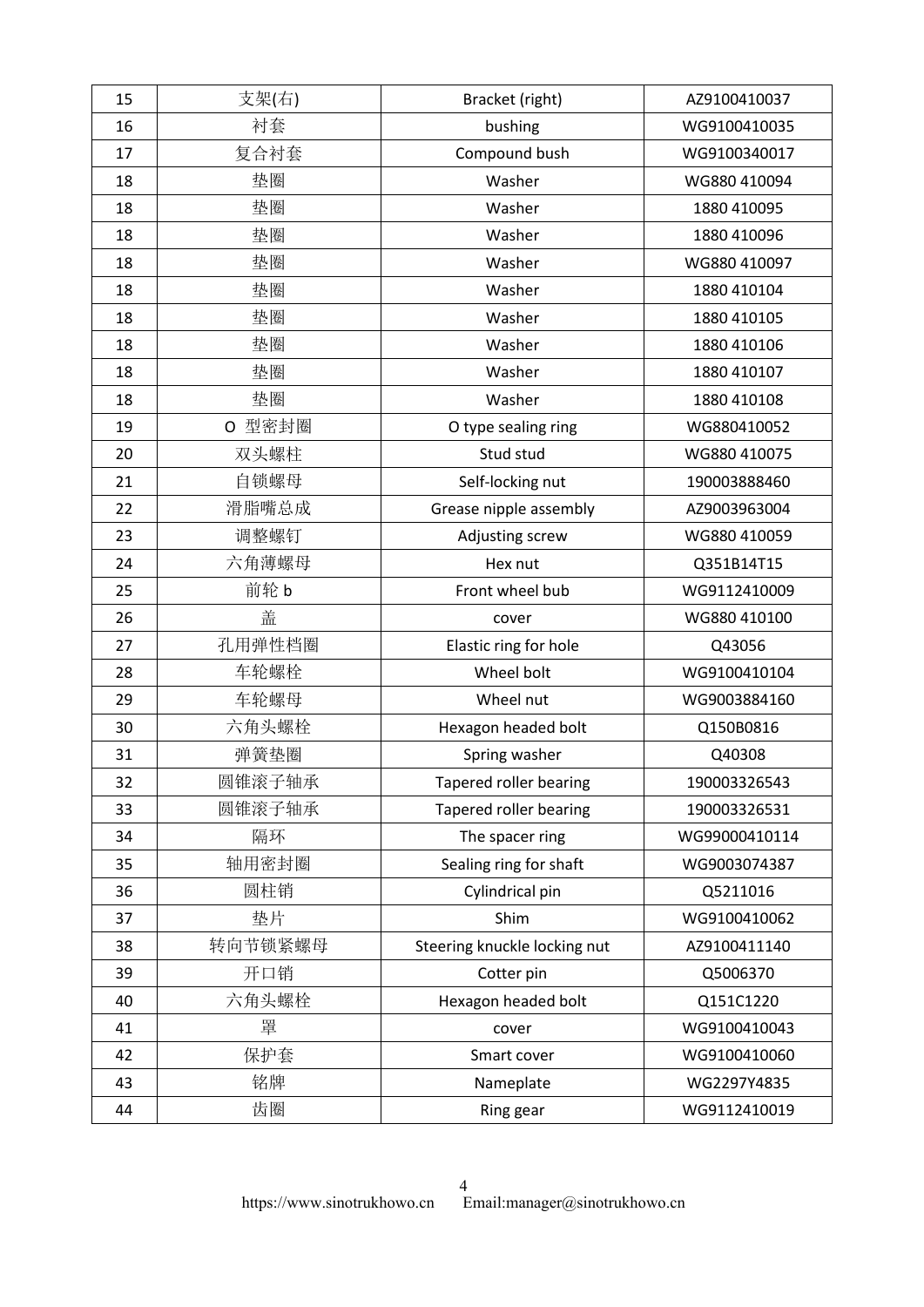| 15 | 支架(右) | Bracket (right) | AZ9100410037 |
|---|---|---|---|
| 16 | 衬套 | bushing | WG9100410035 |
| 17 | 复合衬套 | Compound bush | WG9100340017 |
| 18 | 垫圈 | Washer | WG880 410094 |
| 18 | 垫圈 | Washer | 1880 410095 |
| 18 | 垫圈 | Washer | 1880 410096 |
| 18 | 垫圈 | Washer | WG880 410097 |
| 18 | 垫圈 | Washer | 1880 410104 |
| 18 | 垫圈 | Washer | 1880 410105 |
| 18 | 垫圈 | Washer | 1880 410106 |
| 18 | 垫圈 | Washer | 1880 410107 |
| 18 | 垫圈 | Washer | 1880 410108 |
| 19 | O 型密封圈 | O type sealing ring | WG880410052 |
| 20 | 双头螺柱 | Stud stud | WG880 410075 |
| 21 | 自锁螺母 | Self-locking nut | 190003888460 |
| 22 | 滑脂嘴总成 | Grease nipple assembly | AZ9003963004 |
| 23 | 调整螺钉 | Adjusting screw | WG880 410059 |
| 24 | 六角薄螺母 | Hex nut | Q351B14T15 |
| 25 | 前轮 b | Front wheel bub | WG9112410009 |
| 26 | 盖 | cover | WG880 410100 |
| 27 | 孔用弹性档圈 | Elastic ring for hole | Q43056 |
| 28 | 车轮螺栓 | Wheel bolt | WG9100410104 |
| 29 | 车轮螺母 | Wheel nut | WG9003884160 |
| 30 | 六角头螺栓 | Hexagon headed bolt | Q150B0816 |
| 31 | 弹簧垫圈 | Spring washer | Q40308 |
| 32 | 圆锥滚子轴承 | Tapered roller bearing | 190003326543 |
| 33 | 圆锥滚子轴承 | Tapered roller bearing | 190003326531 |
| 34 | 隔环 | The spacer ring | WG99000410114 |
| 35 | 轴用密封圈 | Sealing ring for shaft | WG9003074387 |
| 36 | 圆柱销 | Cylindrical pin | Q5211016 |
| 37 | 垫片 | Shim | WG9100410062 |
| 38 | 转向节锁紧螺母 | Steering knuckle locking nut | AZ9100411140 |
| 39 | 开口销 | Cotter pin | Q5006370 |
| 40 | 六角头螺栓 | Hexagon headed bolt | Q151C1220 |
| 41 | 罩 | cover | WG9100410043 |
| 42 | 保护套 | Smart cover | WG9100410060 |
| 43 | 铭牌 | Nameplate | WG2297Y4835 |
| 44 | 齿圈 | Ring gear | WG9112410019 |

https://www.sinotrukhowo.cn Email:manager@sinotrukhowo.cn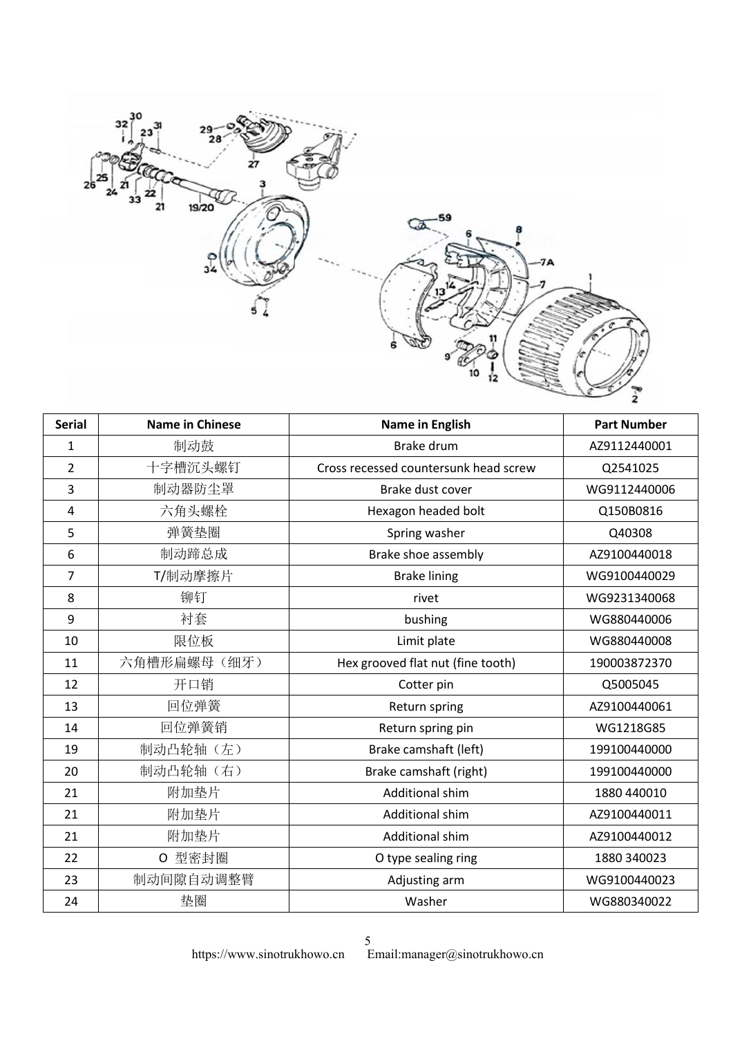| Serial | Name in Chinese | Name in English | Part Number |
|---|---|---|---|
| 1 | 制动鼓 | Brake drum | AZ9112440001 |
| 2 | 十字槽沉头螺钉 | Cross recessed countersunk head screw | Q2541025 |
| 3 | 制动器防尘罩 | Brake dust cover | WG9112440006 |
| 4 | 六角头螺栓 | Hexagon headed bolt | Q150B0816 |
| 5 | 弹簧垫圈 | Spring washer | Q40308 |
| 6 | 制动蹄总成 | Brake shoe assembly | AZ9100440018 |
| 7 | T/制动摩擦片 | Brake lining | WG9100440029 |
| 8 | 铆钉 | rivet | WG9231340068 |
| 9 | 衬套 | bushing | WG880440006 |
| 10 | 限位板 | Limit plate | WG880440008 |
| 11 | 六角槽形扁螺母（细牙） | Hex grooved flat nut (fine tooth) | 190003872370 |
| 12 | 开口销 | Cotter pin | Q5005045 |
| 13 | 回位弹簧 | Return spring | AZ9100440061 |
| 14 | 回位弹簧销 | Return spring pin | WG1218G85 |
| 19 | 制动凸轮轴（左） | Brake camshaft (left) | 199100440000 |
| 20 | 制动凸轮轴（右） | Brake camshaft (right) | 199100440000 |
| 21 | 附加垫片 | Additional shim | 1880 440010 |
| 21 | 附加垫片 | Additional shim | AZ9100440011 |
| 21 | 附加垫片 | Additional shim | AZ9100440012 |
| 22 | O 型密封圈 | O type sealing ring | 1880 340023 |
| 23 | 制动间隙自动调整臂 | Adjusting arm | WG9100440023 |
| 24 | 垫圈 | Washer | WG880340022 |

https://www.sinotrukhowo.cn Email:manager@sinotrukhowo.cn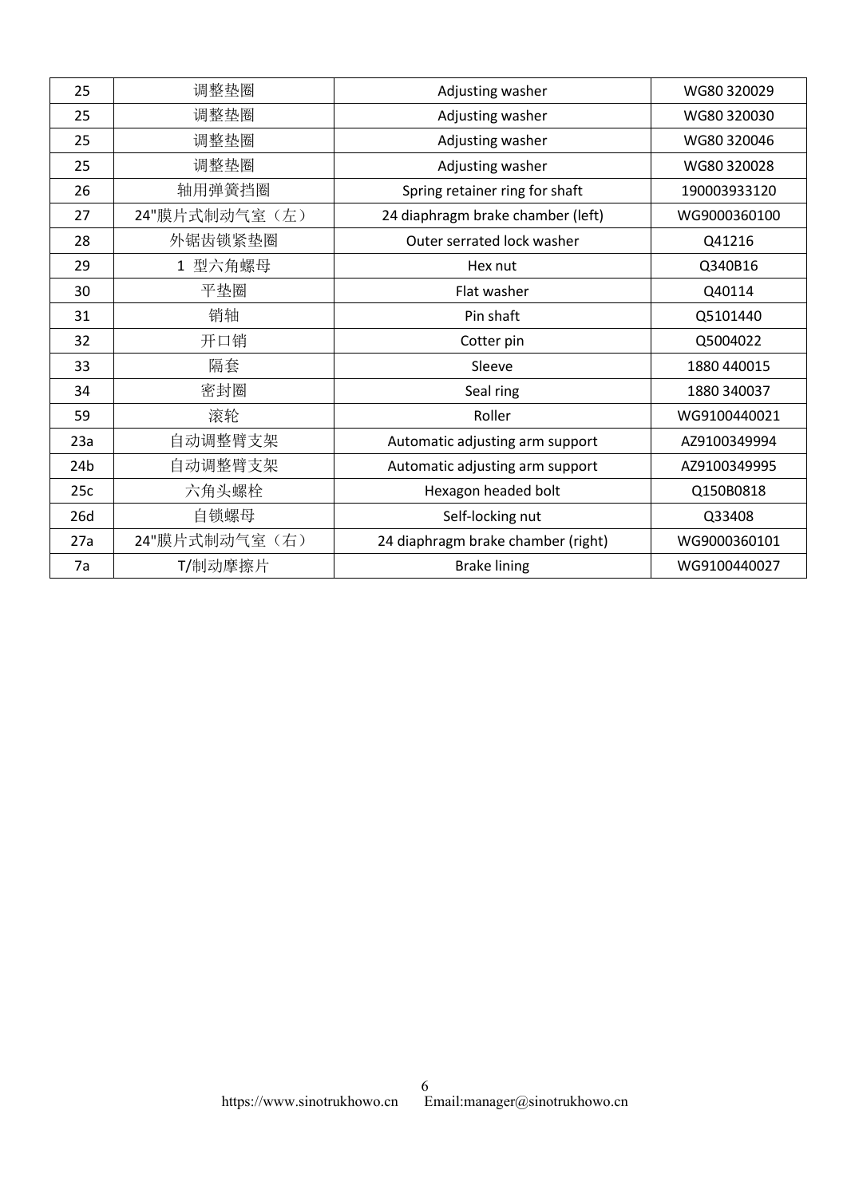| | | | |
|---|---|---|---|
| 25 | 调整垫圈 | Adjusting washer | WG80 320029 |
| 25 | 调整垫圈 | Adjusting washer | WG80 320030 |
| 25 | 调整垫圈 | Adjusting washer | WG80 320046 |
| 25 | 调整垫圈 | Adjusting washer | WG80 320028 |
| 26 | 轴用弹簧挡圈 | Spring retainer ring for shaft | 190003933120 |
| 27 | 24"膜片式制动气室（左） | 24 diaphragm brake chamber (left) | WG9000360100 |
| 28 | 外锯齿锁紧垫圈 | Outer serrated lock washer | Q41216 |
| 29 | 1 型六角螺母 | Hex nut | Q340B16 |
| 30 | 平垫圈 | Flat washer | Q40114 |
| 31 | 销轴 | Pin shaft | Q5101440 |
| 32 | 开口销 | Cotter pin | Q5004022 |
| 33 | 隔套 | Sleeve | 1880 440015 |
| 34 | 密封圈 | Seal ring | 1880 340037 |
| 59 | 滚轮 | Roller | WG9100440021 |
| 23a | 自动调整臂支架 | Automatic adjusting arm support | AZ9100349994 |
| 24b | 自动调整臂支架 | Automatic adjusting arm support | AZ9100349995 |
| 25c | 六角头螺栓 | Hexagon headed bolt | Q150B0818 |
| 26d | 自锁螺母 | Self-locking nut | Q33408 |
| 27a | 24"膜片式制动气室（右） | 24 diaphragm brake chamber (right) | WG9000360101 |
| 7a | T/制动摩擦片 | Brake lining | WG9100440027 |

https://www.sinotrukhowo.cn Email:manager@sinotrukhowo.cn